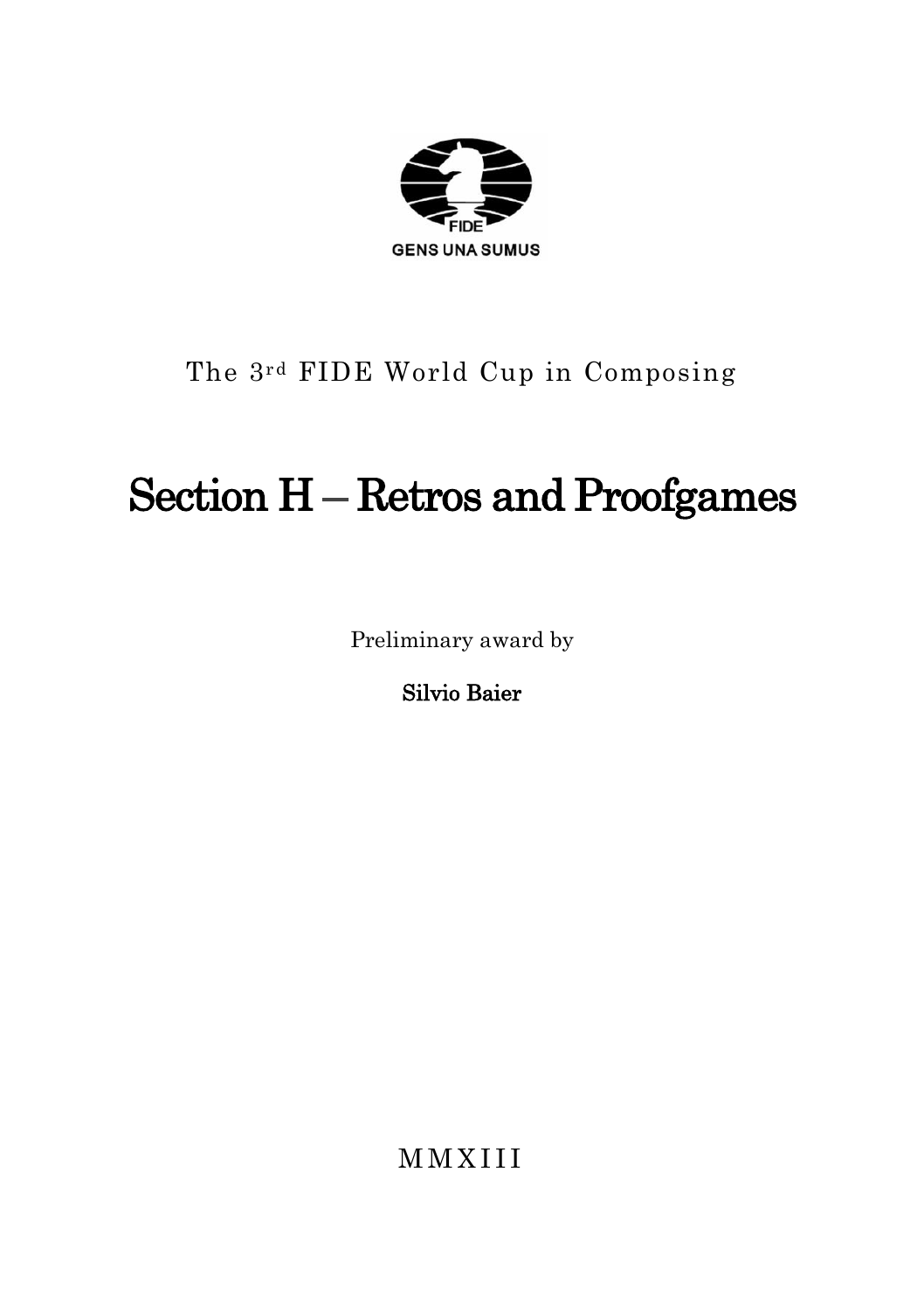FIDE

GENS UNA SUMUS

The 3rd FIDE World Cup in Composing

# Section H – Retros and Proofgames

Preliminary award by

**Silvio Baier**

MMXIII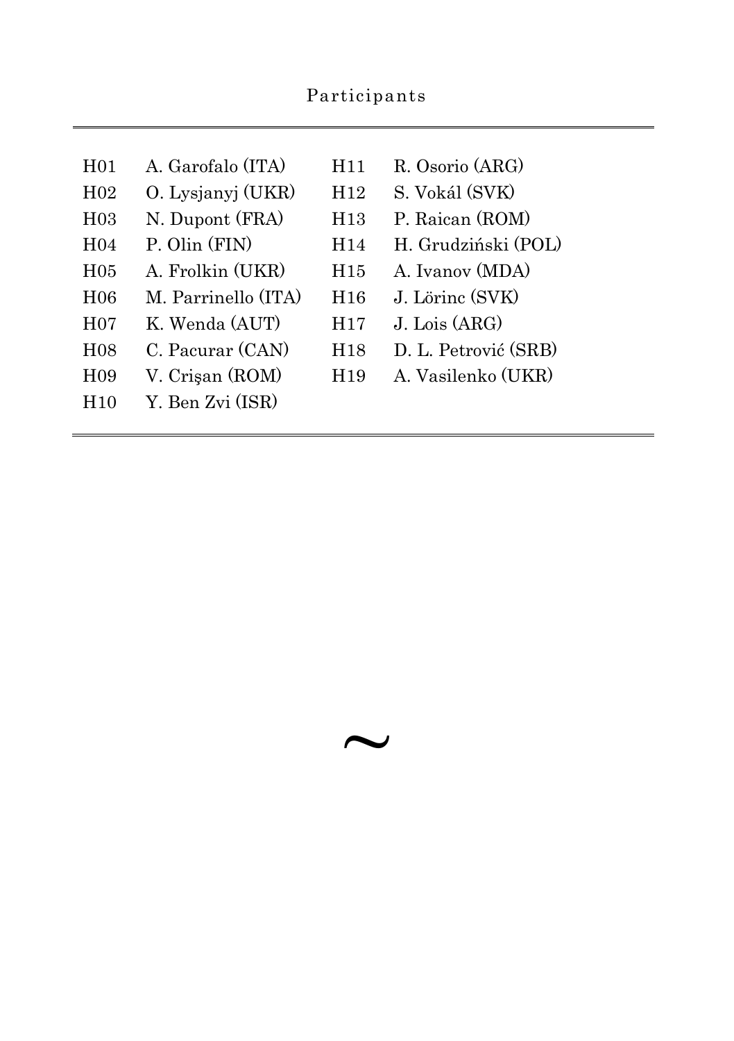# Participants

| | | | |
|---|---|---|---|
| H01 | A. Garofalo (ITA) | H11 | R. Osorio (ARG) |
| H02 | O. Lysjanyj (UKR) | H12 | S. Vokál (SVK) |
| H03 | N. Dupont (FRA) | H13 | P. Raican (ROM) |
| H04 | P. Olin (FIN) | H14 | H. Grudziński (POL) |
| H05 | A. Frolkin (UKR) | H15 | A. Ivanov (MDA) |
| H06 | M. Parrinello (ITA) | H16 | J. Lörinc (SVK) |
| H07 | K. Wenda (AUT) | H17 | J. Lois (ARG) |
| H08 | C. Pacurar (CAN) | H18 | D. L. Petrović (SRB) |
| H09 | V. Crişan (ROM) | H19 | A. Vasilenko (UKR) |
| H10 | Y. Ben Zvi (ISR) | | |

~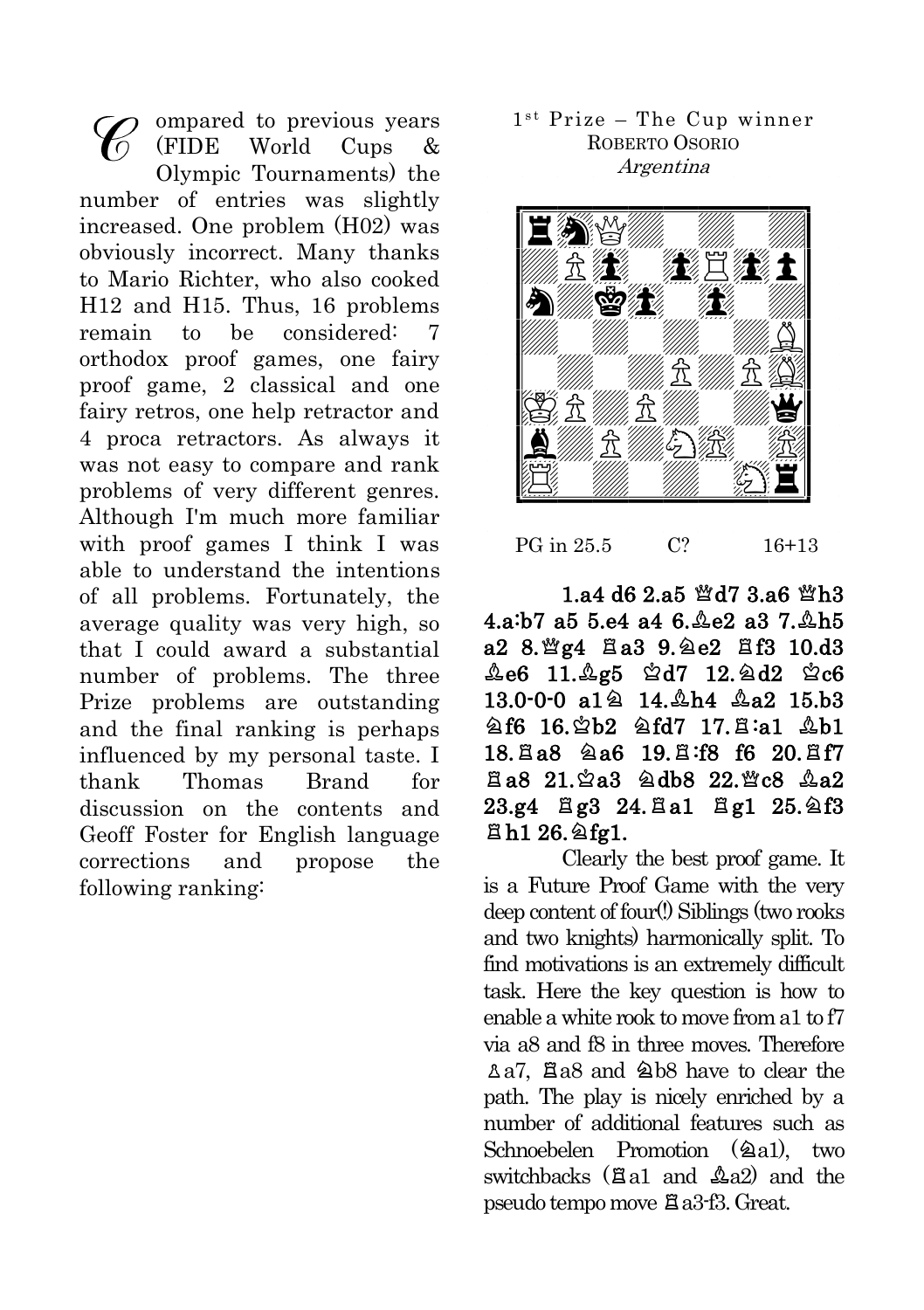Compared to previous years (FIDE World Cups & Olympic Tournaments) the number of entries was slightly increased. One problem (H02) was obviously incorrect. Many thanks to Mario Richter, who also cooked H12 and H15. Thus, 16 problems remain to be considered: 7 orthodox proof games, one fairy proof game, 2 classical and one fairy retros, one help retractor and 4 proca retractors. As always it was not easy to compare and rank problems of very different genres. Although I'm much more familiar with proof games I think I was able to understand the intentions of all problems. Fortunately, the average quality was very high, so that I could award a substantial number of problems. The three Prize problems are outstanding and the final ranking is perhaps influenced by my personal taste. I thank Thomas Brand for discussion on the contents and Geoff Foster for English language corrections and propose the following ranking:

1st Prize – The Cup winner
ROBERTO OSORIO
*Argentina*

PG in 25.5 C? 16+13

**1.a4 d6 2.a5 ♕d7 3.a6 ♕h3 4.a:b7 a5 5.e4 a4 6.♗e2 a3 7.♗h5 a2 8.♕g4 ♖a3 9.♘e2 ♖f3 10.d3 ♗e6 11.♗g5 ♔d7 12.♘d2 ♔c6 13.0-0-0 a1♘ 14.♗h4 ♗a2 15.b3 ♘f6 16.♔b2 ♘fd7 17.♖:a1 ♗b1 18.♖a8 ♘a6 19.♖:f8 f6 20.♖f7 ♖a8 21.♔a3 ♘db8 22.♕c8 ♗a2 23.g4 ♖g3 24.♖a1 ♖g1 25.♘f3 ♖h1 26.♘fg1.**

Clearly the best proof game. It is a Future Proof Game with the very deep content of four(!) Siblings (two rooks and two knights) harmonically split. To find motivations is an extremely difficult task. Here the key question is how to enable a white rook to move from a1 to f7 via a8 and f8 in three moves. Therefore ♙a7, ♖a8 and ♘b8 have to clear the path. The play is nicely enriched by a number of additional features such as Schnoebelen Promotion (♘a1), two switchbacks (♖a1 and ♗a2) and the pseudo tempo move ♖a3-f3. Great.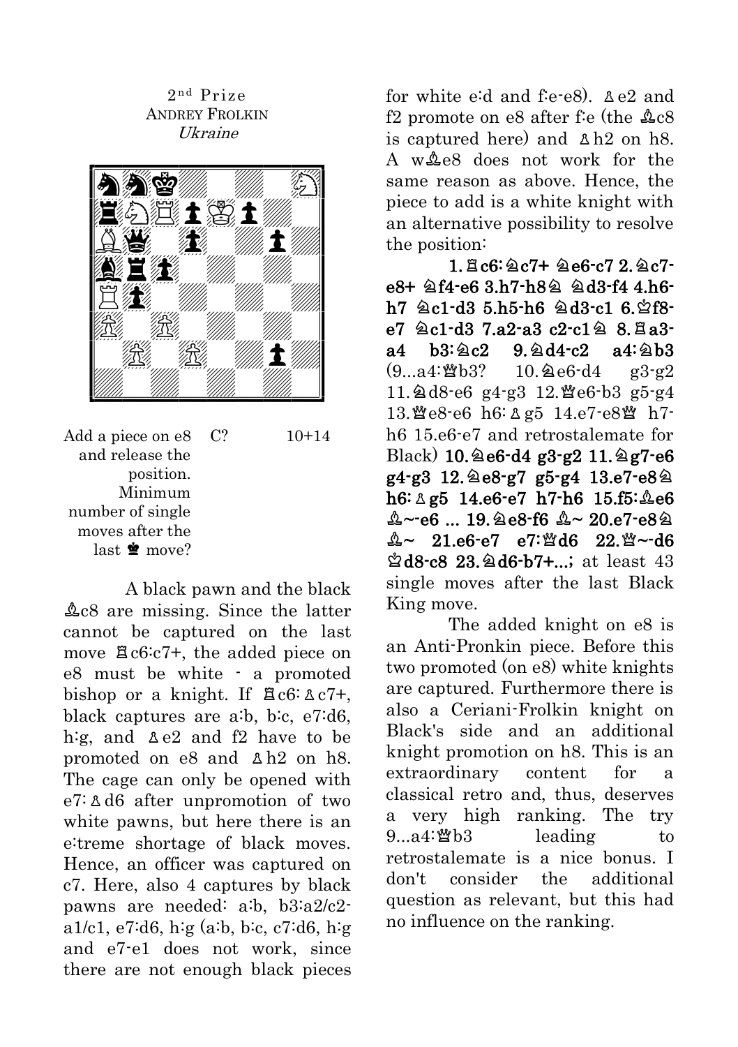2nd Prize
ANDREY FROLKIN
*Ukraine*

Add a piece on e8 and release the position. Minimum number of single moves after the last ♚ move? C? 10+14

A black pawn and the black ♝c8 are missing. Since the latter cannot be captured on the last move ♖c6:c7+, the added piece on e8 must be white - a promoted bishop or a knight. If ♖c6:♙c7+, black captures are a:b, b:c, e7:d6, h:g, and ♙e2 and f2 have to be promoted on e8 and ♙h2 on h8. The cage can only be opened with e7:♙d6 after unpromotion of two white pawns, but here there is an e:treme shortage of black moves. Hence, an officer was captured on c7. Here, also 4 captures by black pawns are needed: a:b, b3:a2/c2-a1/c1, e7:d6, h:g (a:b, b:c, c7:d6, h:g and e7-e1 does not work, since there are not enough black pieces for white e:d and f:e-e8). ♙e2 and f2 promote on e8 after f:e (the ♝c8 is captured here) and ♙h2 on h8. A w♗e8 does not work for the same reason as above. Hence, the piece to add is a white knight with an alternative possibility to resolve the position:

**1.♖c6:♘c7+ ♘e6-c7 2.♘c7-e8+ ♘f4-e6 3.h7-h8♘ ♘d3-f4 4.h6-h7 ♘c1-d3 5.h5-h6 ♘d3-c1 6.♔f8-e7 ♘c1-d3 7.a2-a3 c2-c1♘ 8.♖a3-a4 b3:♘c2 9.♘d4-c2 a4:♘b3** (9...a4:♕b3? 10.♘e6-d4 g3-g2 11.♘d8-e6 g4-g3 12.♕e6-b3 g5-g4 13.♕e8-e6 h6:♙g5 14.e7-e8♕ h7-h6 15.e6-e7 and retrostalemate for Black) **10.♘e6-d4 g3-g2 11.♘g7-e6 g4-g3 12.♘e8-g7 g5-g4 13.e7-e8♘ h6:♙g5 14.e6-e7 h7-h6 15.f5:♗e6 ♗~-e6 ... 19.♘e8-f6 ♗~ 20.e7-e8♘ ♗~ 21.e6-e7 e7:♕d6 22.♕~-d6 ♔d8-c8 23.♘d6-b7+...;** at least 43 single moves after the last Black King move.

The added knight on e8 is an Anti-Pronkin piece. Before this two promoted (on e8) white knights are captured. Furthermore there is also a Ceriani-Frolkin knight on Black's side and an additional knight promotion on h8. This is an extraordinary content for a classical retro and, thus, deserves a very high ranking. The try 9...a4:♕b3 leading to retrostalemate is a nice bonus. I don't consider the additional question as relevant, but this had no influence on the ranking.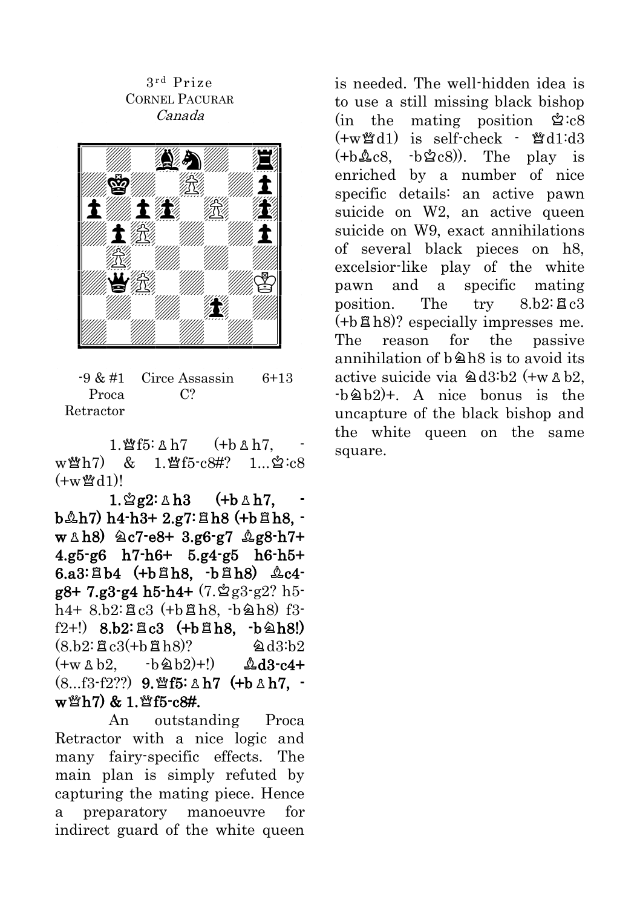3rd Prize
CORNEL PACURAR
*Canada*

-9 & #1 Circe Assassin 6+13
Proca C?
Retractor

1.♕f5:♙h7 (+b♙h7, -w♕h7) & 1.♕f5-c8#? 1...♔:c8 (+w♕d1)!

**1.♔g2:♙h3 (+b♙h7, -b♗h7) h4-h3+ 2.g7:♖h8 (+b♖h8, -w♙h8) ♘c7-e8+ 3.g6-g7 ♗g8-h7+ 4.g5-g6 h7-h6+ 5.g4-g5 h6-h5+ 6.a3:♖b4 (+b♖h8, -b♖h8) ♗c4-g8+ 7.g3-g4 h5-h4+** (7.♔g3-g2? h5-h4+ 8.b2:♖c3 (+b♖h8, -b♘h8) f3-f2+!) **8.b2:♖c3 (+b♖h8, -b♘h8!)** (8.b2:♖c3(+b♖h8)? ♘d3:b2 (+w♙b2, -b♘b2)+!) **♗d3-c4+** (8...f3-f2??) **9.♕f5:♙h7 (+b♙h7, -w♕h7) & 1.♕f5-c8#.**

An outstanding Proca Retractor with a nice logic and many fairy-specific effects. The main plan is simply refuted by capturing the mating piece. Hence a preparatory manoeuvre for indirect guard of the white queen is needed. The well-hidden idea is to use a still missing black bishop (in the mating position ♔:c8 (+w♕d1) is self-check - ♕d1:d3 (+b♗c8, -b♔c8)). The play is enriched by a number of nice specific details: an active pawn suicide on W2, an active queen suicide on W9, exact annihilations of several black pieces on h8, excelsior-like play of the white pawn and a specific mating position. The try 8.b2:♖c3 (+b♖h8)? especially impresses me. The reason for the passive annihilation of b♘h8 is to avoid its active suicide via ♘d3:b2 (+w♙b2, -b♘b2)+. A nice bonus is the uncapture of the black bishop and the white queen on the same square.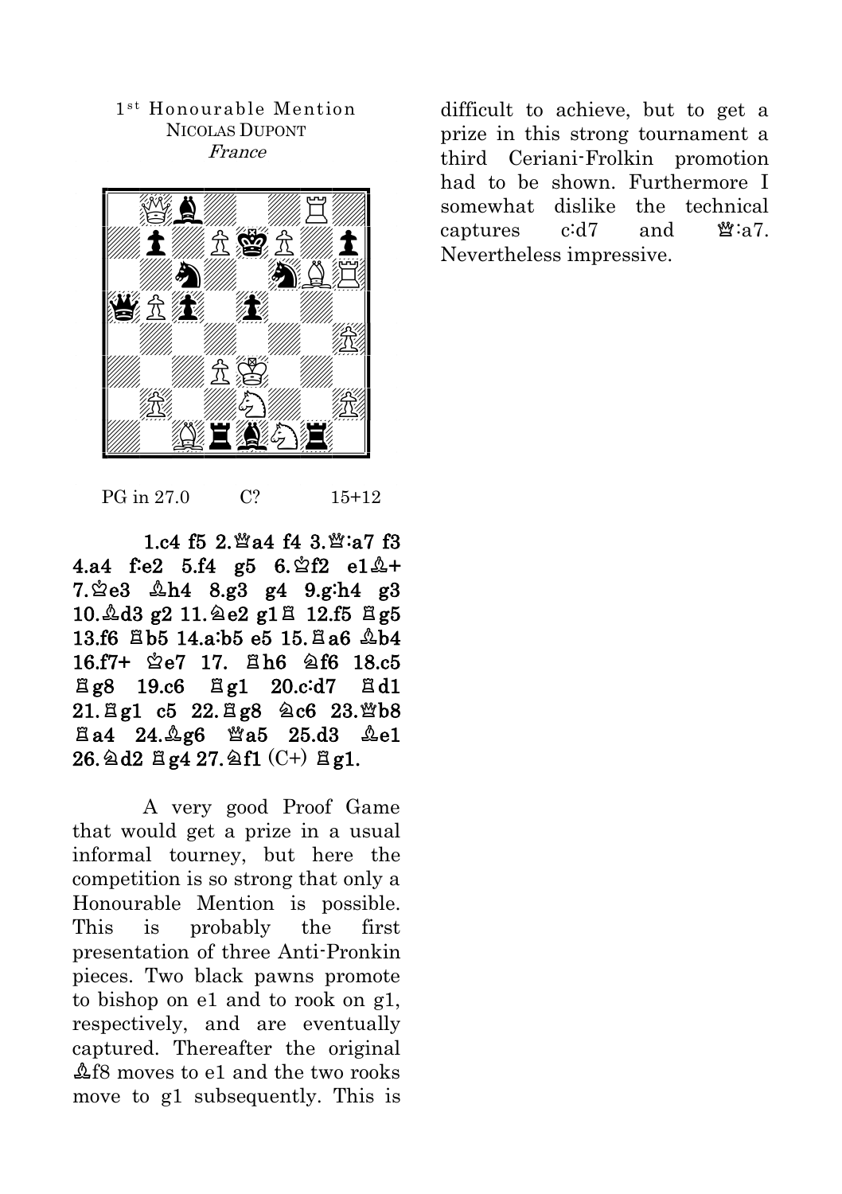1st Honourable Mention
NICOLAS DUPONT
*France*

PG in 27.0 C? 15+12

**1.c4 f5 2.♕a4 f4 3.♕:a7 f3 4.a4 f:e2 5.f4 g5 6.♔f2 e1♗+ 7.♔e3 ♗h4 8.g3 g4 9.g:h4 g3 10.♗d3 g2 11.♘e2 g1♖ 12.f5 ♖g5 13.f6 ♖b5 14.a:b5 e5 15.♖a6 ♗b4 16.f7+ ♔e7 17. ♖h6 ♘f6 18.c5 ♖g8 19.c6 ♖g1 20.c:d7 ♖d1 21.♖g1 c5 22.♖g8 ♘c6 23.♕b8 ♖a4 24.♗g6 ♕a5 25.d3 ♗e1 26.♘d2 ♖g4 27.♘f1 (C+) ♖g1.**

A very good Proof Game that would get a prize in a usual informal tourney, but here the competition is so strong that only a Honourable Mention is possible. This is probably the first presentation of three Anti-Pronkin pieces. Two black pawns promote to bishop on e1 and to rook on g1, respectively, and are eventually captured. Thereafter the original ♗f8 moves to e1 and the two rooks move to g1 subsequently. This is difficult to achieve, but to get a prize in this strong tournament a third Ceriani-Frolkin promotion had to be shown. Furthermore I somewhat dislike the technical captures c:d7 and ♕:a7. Nevertheless impressive.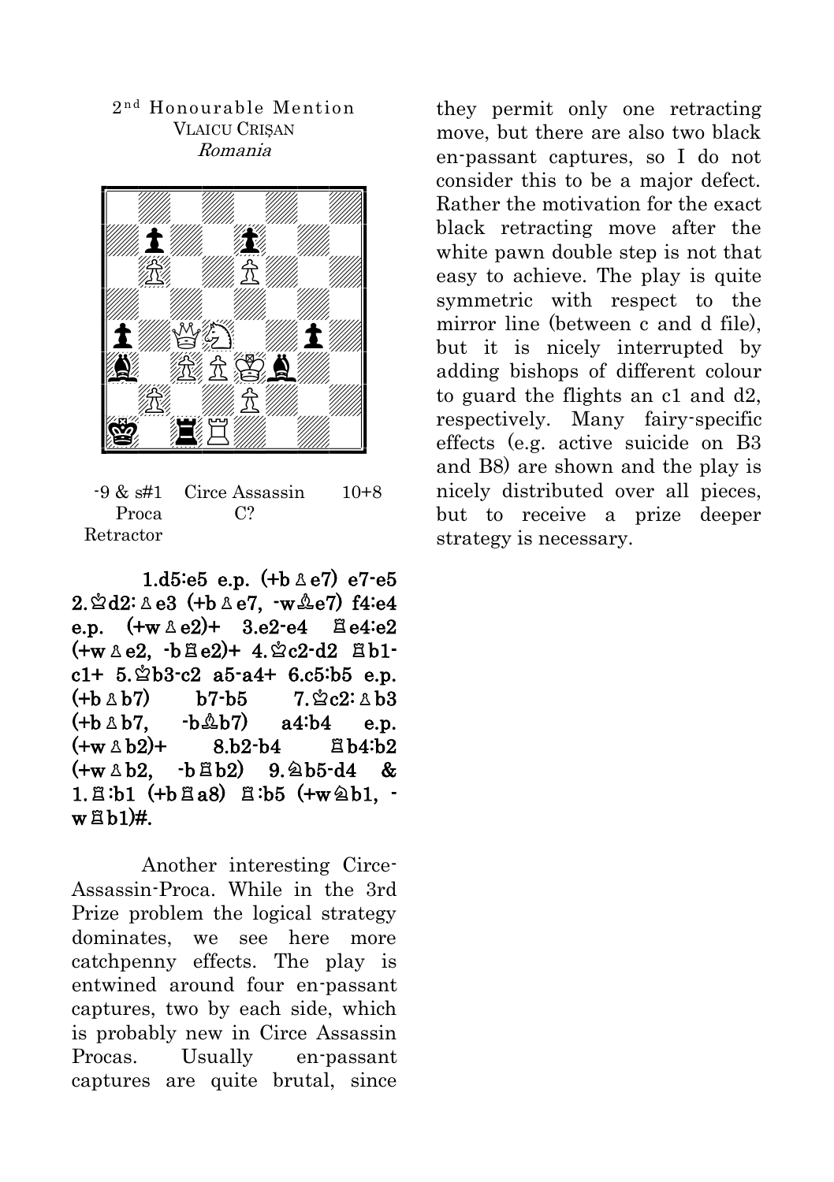2nd Honourable Mention
VLAICU CRIȘAN
*Romania*

-9 & s#1 Circe Assassin 10+8
Proca C?
Retractor

**1.d5:e5 e.p. (+b♙e7) e7-e5 2.♔d2:♙e3 (+b♙e7, -w♗e7) f4:e4 e.p. (+w♙e2)+ 3.e2-e4 ♖e4:e2 (+w♙e2, -b♖e2)+ 4.♔c2-d2 ♖b1-c1+ 5.♔b3-c2 a5-a4+ 6.c5:b5 e.p. (+b♙b7) b7-b5 7.♔c2:♙b3 (+b♙b7, -b♗b7) a4:b4 e.p. (+w♙b2)+ 8.b2-b4 ♖b4:b2 (+w♙b2, -b♖b2) 9.♘b5-d4 & 1.♖:b1 (+b♖a8) ♖:b5 (+w♘b1, -w♖b1)#.**

Another interesting Circe-Assassin-Proca. While in the 3rd Prize problem the logical strategy dominates, we see here more catchpenny effects. The play is entwined around four en-passant captures, two by each side, which is probably new in Circe Assassin Procas. Usually en-passant captures are quite brutal, since they permit only one retracting move, but there are also two black en-passant captures, so I do not consider this to be a major defect. Rather the motivation for the exact black retracting move after the white pawn double step is not that easy to achieve. The play is quite symmetric with respect to the mirror line (between c and d file), but it is nicely interrupted by adding bishops of different colour to guard the flights an c1 and d2, respectively. Many fairy-specific effects (e.g. active suicide on B3 and B8) are shown and the play is nicely distributed over all pieces, but to receive a prize deeper strategy is necessary.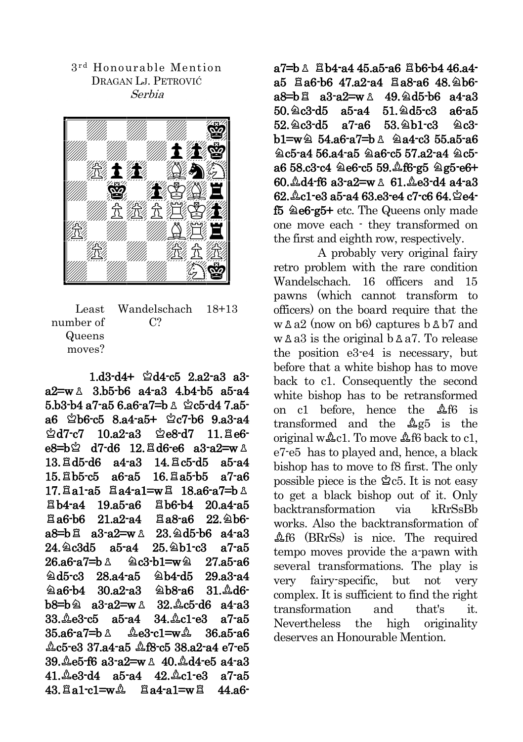3rd Honourable Mention
DRAGAN LJ. PETROVIĆ
*Serbia*

Least number of Queens moves? Wandelschach C? 18+13

1.d3-d4+ ♔d4-c5 2.a2-a3 a3-a2=w♙ 3.b5-b6 a4-a3 4.b4-b5 a5-a4 5.b3-b4 a7-a5 6.a6-a7=b♙ ♔c5-d4 7.a5-a6 ♔b6-c5 8.a4-a5+ ♔c7-b6 9.a3-a4 ♔d7-c7 10.a2-a3 ♔e8-d7 11.♖e6-e8=b♔ d7-d6 12.♖d6-e6 a3-a2=w♙ 13.♖d5-d6 a4-a3 14.♖c5-d5 a5-a4 15.♖b5-c5 a6-a5 16.♖a5-b5 a7-a6 17.♖a1-a5 ♖a4-a1=w♖ 18.a6-a7=b♙ ♖b4-a4 19.a5-a6 ♖b6-b4 20.a4-a5 ♖a6-b6 21.a2-a4 ♖a8-a6 22.♘b6-a8=b♖ a3-a2=w♙ 23.♘d5-b6 a4-a3 24.♘c3d5 a5-a4 25.♘b1-c3 a7-a5 26.a6-a7=b♙ ♘c3-b1=w♘ 27.a5-a6 ♘d5-c3 28.a4-a5 ♘b4-d5 29.a3-a4 ♘a6-b4 30.a2-a3 ♘b8-a6 31.♗d6-b8=b♘ a3-a2=w♙ 32.♗c5-d6 a4-a3 33.♗e3-c5 a5-a4 34.♗c1-e3 a7-a5 35.a6-a7=b♙ ♗e3-c1=w♗ 36.a5-a6 ♗c5-e3 37.a4-a5 ♗f8-c5 38.a2-a4 e7-e5 39.♗e5-f6 a3-a2=w♙ 40.♗d4-e5 a4-a3 41.♗e3-d4 a5-a4 42.♗c1-e3 a7-a5 43.♖a1-c1=w♗ ♖a4-a1=w♖ 44.a6-a7=b♙ ♖b4-a4 45.a5-a6 ♖b6-b4 46.a4-a5 ♖a6-b6 47.a2-a4 ♖a8-a6 48.♘b6-a8=b♖ a3-a2=w♙ 49.♘d5-b6 a4-a3 50.♘c3-d5 a5-a4 51.♘d5-c3 a6-a5 52.♘c3-d5 a7-a6 53.♘b1-c3 ♘c3-b1=w♘ 54.a6-a7=b♙ ♘a4-c3 55.a5-a6 ♘c5-a4 56.a4-a5 ♘a6-c5 57.a2-a4 ♘c5-a6 58.c3-c4 ♘e6-c5 59.♗f6-g5 ♘g5-e6+ 60.♗d4-f6 a3-a2=w♙ 61.♗e3-d4 a4-a3 62.♗c1-e3 a5-a4 63.e3-e4 c7-c6 64.♔e4-f5 ♘e6-g5+ etc. The Queens only made one move each - they transformed on the first and eighth row, respectively.

A probably very original fairy retro problem with the rare condition Wandelschach. 16 officers and 15 pawns (which cannot transform to officers) on the board require that the w♙a2 (now on b6) captures b♙b7 and w♙a3 is the original b♙a7. To release the position e3-e4 is necessary, but before that a white bishop has to move back to c1. Consequently the second white bishop has to be retransformed on c1 before, hence the ♗f6 is transformed and the ♗g5 is the original w♗c1. To move ♗f6 back to c1, e7-e5 has to played and, hence, a black bishop has to move to f8 first. The only possible piece is the ♔c5. It is not easy to get a black bishop out of it. Only backtransformation via kRrSsBb works. Also the backtransformation of ♗f6 (BRrSs) is nice. The required tempo moves provide the a-pawn with several transformations. The play is very fairy-specific, but not very complex. It is sufficient to find the right transformation and that's it. Nevertheless the high originality deserves an Honourable Mention.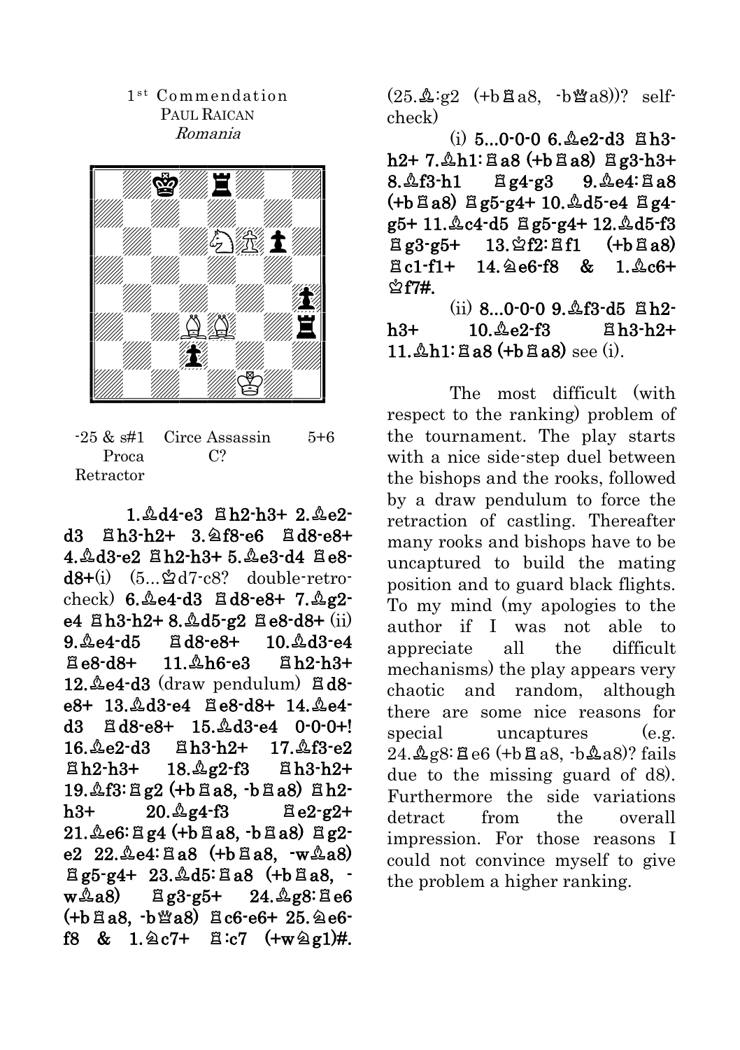1st Commendation
PAUL RAICAN
*Romania*

-25 & s#1 Circe Assassin 5+6
Proca C?
Retractor

**1.♗d4-e3 ♖h2-h3+ 2.♗e2-d3 ♖h3-h2+ 3.♘f8-e6 ♖d8-e8+ 4.♗d3-e2 ♖h2-h3+ 5.♗e3-d4 ♖e8-d8+**(i) (5...♔d7-c8? double-retro-check) **6.♗e4-d3 ♖d8-e8+ 7.♗g2-e4 ♖h3-h2+ 8.♗d5-g2 ♖e8-d8+** (ii) **9.♗e4-d5 ♖d8-e8+ 10.♗d3-e4 ♖e8-d8+ 11.♗h6-e3 ♖h2-h3+ 12.♗e4-d3** (draw pendulum) **♖d8-e8+ 13.♗d3-e4 ♖e8-d8+ 14.♗e4-d3 ♖d8-e8+ 15.♗d3-e4 0-0-0+! 16.♗e2-d3 ♖h3-h2+ 17.♗f3-e2 ♖h2-h3+ 18.♗g2-f3 ♖h3-h2+ 19.♗f3:♖g2 (+b♖a8, -b♖a8) ♖h2-h3+ 20.♗g4-f3 ♖e2-g2+ 21.♗e6:♖g4 (+b♖a8, -b♖a8) ♖g2-e2 22.♗e4:♖a8 (+b♖a8, -w♗a8) ♖g5-g4+ 23.♗d5:♖a8 (+b♖a8, -w♗a8) ♖g3-g5+ 24.♗g8:♖e6 (+b♖a8, -b♕a8) ♖c6-e6+ 25.♘e6-f8 & 1.♘c7+ ♖:c7 (+w♘g1)#.** (25.♗:g2 (+b♖a8, -b♕a8))? self-check)

(i) **5...0-0-0 6.♗e2-d3 ♖h3-h2+ 7.♗h1:♖a8 (+b♖a8) ♖g3-h3+ 8.♗f3-h1 ♖g4-g3 9.♗e4:♖a8 (+b♖a8) ♖g5-g4+ 10.♗d5-e4 ♖g4-g5+ 11.♗c4-d5 ♖g5-g4+ 12.♗d5-f3 ♖g3-g5+ 13.♔f2:♖f1 (+b♖a8) ♖c1-f1+ 14.♘e6-f8 & 1.♗c6+ ♔f7#.**

(ii) **8...0-0-0 9.♗f3-d5 ♖h2-h3+ 10.♗e2-f3 ♖h3-h2+ 11.♗h1:♖a8 (+b♖a8)** see (i).

The most difficult (with respect to the ranking) problem of the tournament. The play starts with a nice side-step duel between the bishops and the rooks, followed by a draw pendulum to force the retraction of castling. Thereafter many rooks and bishops have to be uncaptured to build the mating position and to guard black flights. To my mind (my apologies to the author if I was not able to appreciate all the difficult mechanisms) the play appears very chaotic and random, although there are some nice reasons for special uncaptures (e.g. 24.♗g8:♖e6 (+b♖a8, -b♗a8)? fails due to the missing guard of d8). Furthermore the side variations detract from the overall impression. For those reasons I could not convince myself to give the problem a higher ranking.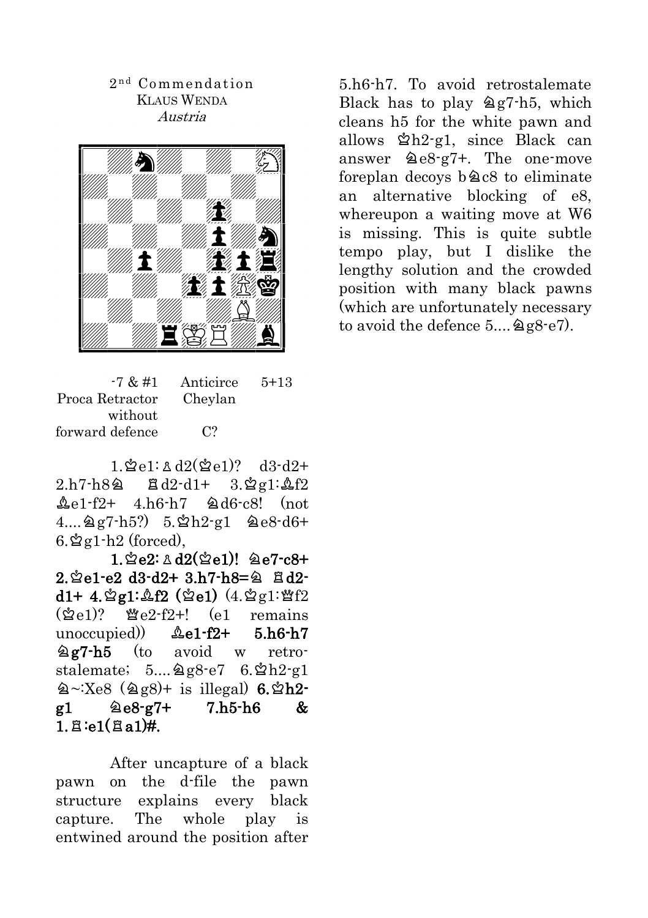2nd Commendation
KLAUS WENDA
*Austria*

-7 & #1 Anticirce 5+13
Proca Retractor Cheylan
without
forward defence C?

1.♔e1:♙d2(♔e1)? d3-d2+ 2.h7-h8♘ ♖d2-d1+ 3.♔g1:♗f2 ♗e1-f2+ 4.h6-h7 ♘d6-c8! (not 4....♘g7-h5?) 5.♔h2-g1 ♘e8-d6+ 6.♔g1-h2 (forced),

**1.♔e2:♙d2(♔e1)! ♘e7-c8+ 2.♔e1-e2 d3-d2+ 3.h7-h8=♘ ♖d2-d1+ 4.♔g1:♗f2 (♔e1)** (4.♔g1:♕f2 (♔e1)? ♕e2-f2+! (e1 remains unoccupied)) **♗e1-f2+ 5.h6-h7 ♘g7-h5** (to avoid w retro-stalemate; 5....♘g8-e7 6.♔h2-g1 ♘~:Xe8 (♘g8)+ is illegal) **6.♔h2-g1 ♘e8-g7+ 7.h5-h6 & 1.♖:e1(♖a1)#.**

After uncapture of a black pawn on the d-file the pawn structure explains every black capture. The whole play is entwined around the position after 5.h6-h7. To avoid retrostalemate Black has to play ♘g7-h5, which cleans h5 for the white pawn and allows ♔h2-g1, since Black can answer ♘e8-g7+. The one-move foreplan decoys b♘c8 to eliminate an alternative blocking of e8, whereupon a waiting move at W6 is missing. This is quite subtle tempo play, but I dislike the lengthy solution and the crowded position with many black pawns (which are unfortunately necessary to avoid the defence 5....♘g8-e7).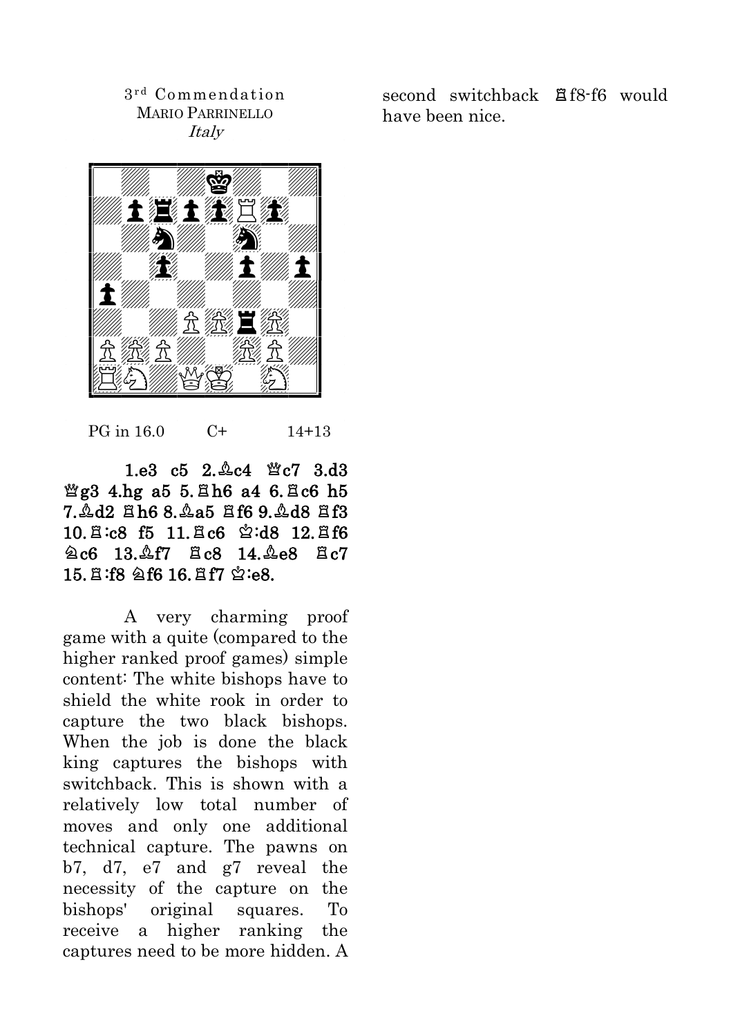3[rd] Commendation
MARIO PARRINELLO
*Italy*

PG in 16.0 C+ 14+13

**1.e3 c5 2.♗c4 ♕c7 3.d3 ♕g3 4.hg a5 5.♖h6 a4 6.♖c6 h5 7.♗d2 ♖h6 8.♗a5 ♖f6 9.♗d8 ♖f3 10.♖:c8 f5 11.♖c6 ♔:d8 12.♖f6 ♘c6 13.♗f7 ♖c8 14.♗e8 ♖c7 15.♖:f8 ♘f6 16.♖f7 ♔:e8.**

A very charming proof game with a quite (compared to the higher ranked proof games) simple content: The white bishops have to shield the white rook in order to capture the two black bishops. When the job is done the black king captures the bishops with switchback. This is shown with a relatively low total number of moves and only one additional technical capture. The pawns on b7, d7, e7 and g7 reveal the necessity of the capture on the bishops' original squares. To receive a higher ranking the captures need to be more hidden. A second switchback ♖f8-f6 would have been nice.